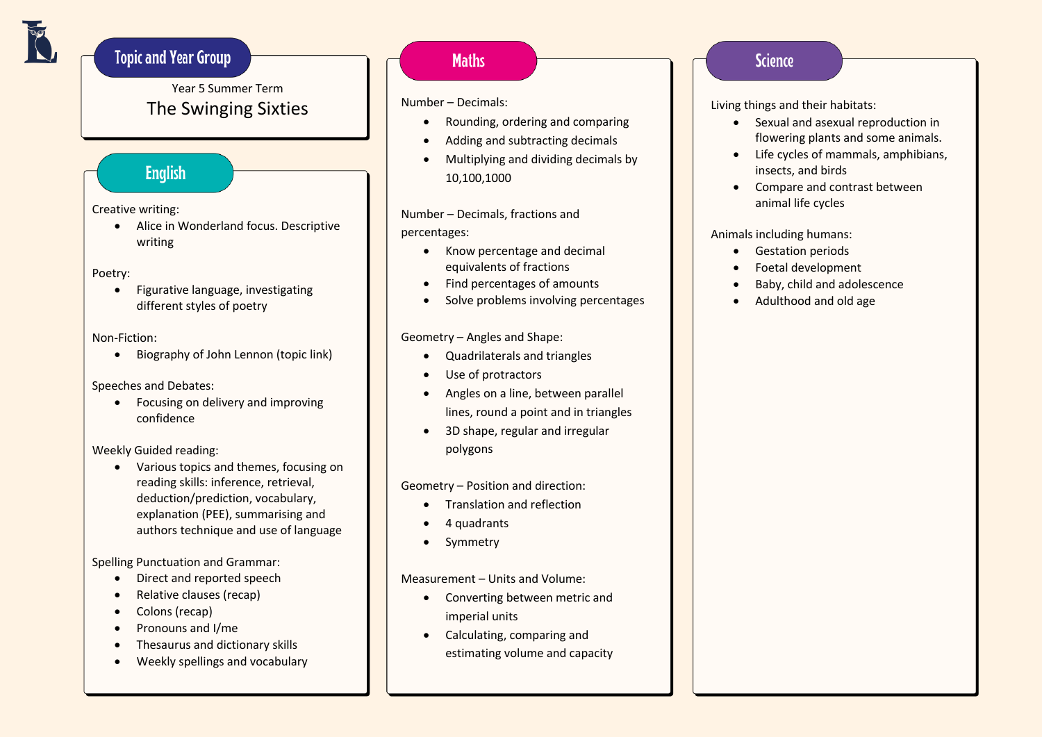## Topic and Year Group

Year 5 Summer Term

The Swinging Sixties

## English

Creative writing:

- Alice in Wonderland focus. Descriptive writing

Poetry:

- Figurative language, investigating different styles of poetry

Non-Fiction:

- Biography of John Lennon (topic link)

Speeches and Debates:

- Focusing on delivery and improving confidence

Weekly Guided reading:

- Various topics and themes, focusing on reading skills: inference, retrieval, deduction/prediction, vocabulary, explanation (PEE), summarising and authors technique and use of language

Spelling Punctuation and Grammar:

- Direct and reported speech
- Relative clauses (recap)
- Colons (recap)
- Pronouns and I/me
- Thesaurus and dictionary skills
- Weekly spellings and vocabulary

## Maths

Number – Decimals:

- Rounding, ordering and comparing
- Adding and subtracting decimals
- Multiplying and dividing decimals by 10,100,1000

Number – Decimals, fractions and percentages:

- Know percentage and decimal equivalents of fractions
- Find percentages of amounts
- Solve problems involving percentages

Geometry – Angles and Shape:

- Quadrilaterals and triangles
- Use of protractors
- Angles on a line, between parallel lines, round a point and in triangles
- 3D shape, regular and irregular polygons

Geometry – Position and direction:

- Translation and reflection
- 4 quadrants
- Symmetry

Measurement – Units and Volume:

- Converting between metric and imperial units
- Calculating, comparing and estimating volume and capacity

## Science

Living things and their habitats:

- Sexual and asexual reproduction in flowering plants and some animals.
- Life cycles of mammals, amphibians, insects, and birds
- Compare and contrast between animal life cycles

Animals including humans:

- Gestation periods
- Foetal development
- Baby, child and adolescence
- Adulthood and old age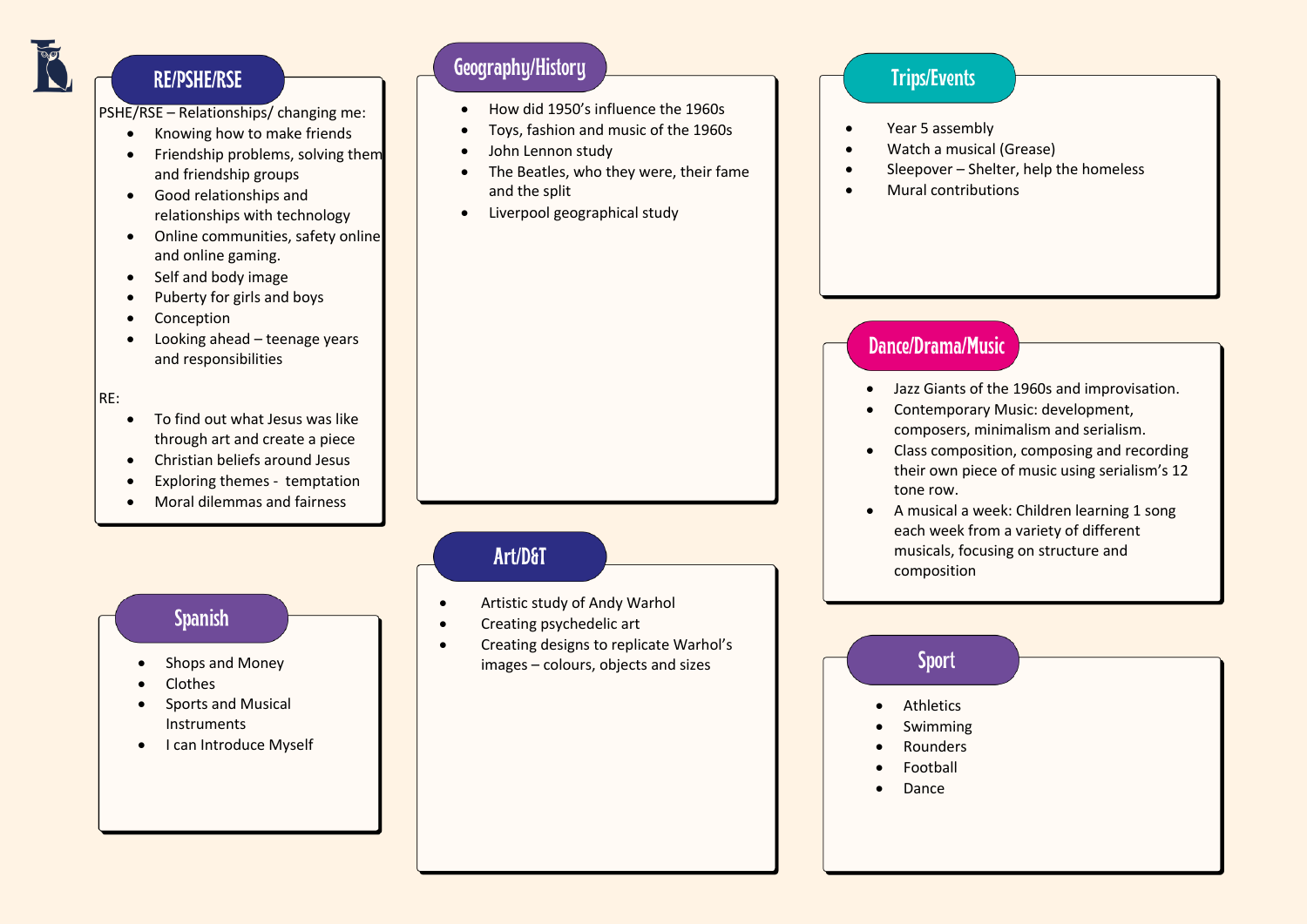## RE/PSHE/RSE

PSHE/RSE – Relationships/ changing me:

- Knowing how to make friends
- Friendship problems, solving them and friendship groups
- Good relationships and relationships with technology
- Online communities, safety online and online gaming.
- Self and body image
- Puberty for girls and boys
- Conception
- Looking ahead – teenage years and responsibilities

RE:

- To find out what Jesus was like through art and create a piece
- Christian beliefs around Jesus
- Exploring themes - temptation
- Moral dilemmas and fairness

## Spanish

- Shops and Money
- Clothes
- Sports and Musical Instruments
- I can Introduce Myself

## Geography/History

- How did 1950's influence the 1960s
- Toys, fashion and music of the 1960s
- John Lennon study
- The Beatles, who they were, their fame and the split
- Liverpool geographical study

## Art/D&T

- Artistic study of Andy Warhol
- Creating psychedelic art
- Creating designs to replicate Warhol's images – colours, objects and sizes

## Trips/Events

- Year 5 assembly
- Watch a musical (Grease)
- Sleepover – Shelter, help the homeless
- Mural contributions

## Dance/Drama/Music

- Jazz Giants of the 1960s and improvisation.
- Contemporary Music: development, composers, minimalism and serialism.
- Class composition, composing and recording their own piece of music using serialism's 12 tone row.
- A musical a week: Children learning 1 song each week from a variety of different musicals, focusing on structure and composition

## Sport

- Athletics
- Swimming
- Rounders
- Football
- Dance